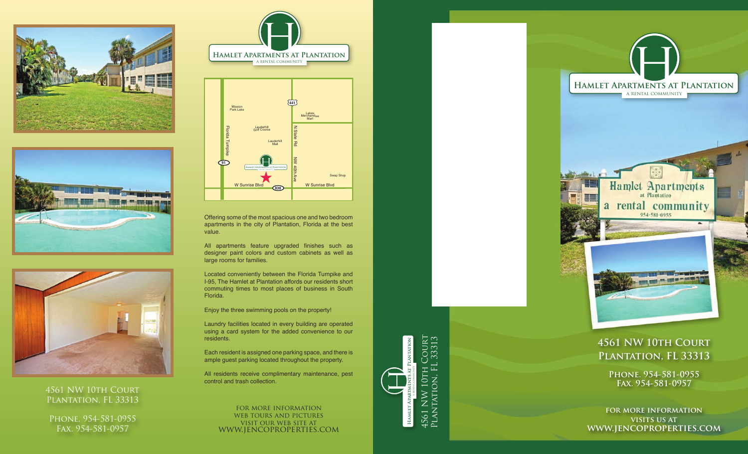4561 NW 10th Court
Plantation, FL 33313

Phone. 954-581-0955
Fax. 954-581-0957

# Hamlet Apartments at Plantation

A RENTAL COMMUNITY

Mission Park Lake
Lakes Merchandise Mart
Lauderhill Golf Course
Lauderhill Mall
Florida Turnpike
N State Rd
NW 40th Ave
Swap Shop
W Sunrise Blvd
W Sunrise Blvd
441
91
838

Offering some of the most spacious one and two bedroom apartments in the city of Plantation, Florida at the best value.

All apartments feature upgraded finishes such as designer paint colors and custom cabinets as well as large rooms for families.

Located conveniently between the Florida Turnpike and I-95, The Hamlet at Plantation affords our residents short commuting times to most places of business in South Florida.

Enjoy the three swimming pools on the property!

Laundry facilities located in every building are operated using a card system for the added convenience to our residents.

Each resident is assigned one parking space, and there is ample guest parking located throughout the property.

All residents receive complimentary maintenance, pest control and trash collection.

FOR MORE INFORMATION
WEB TOURS AND PICTURES
VISIT OUR WEB SITE AT
WWW.JENCOPROPERTIES.COM

Hamlet Apartments at Plantation
A RENTAL COMMUNITY

4561 NW 10th Court
Plantation, FL 33313

# Hamlet Apartments at Plantation

A RENTAL COMMUNITY

## 4561 NW 10th Court
## Plantation, FL 33313

**Phone. 954-581-0955**
**Fax. 954-581-0957**

**FOR MORE INFORMATION**
**VISITS US AT**
**WWW.JENCOPROPERTIES.COM**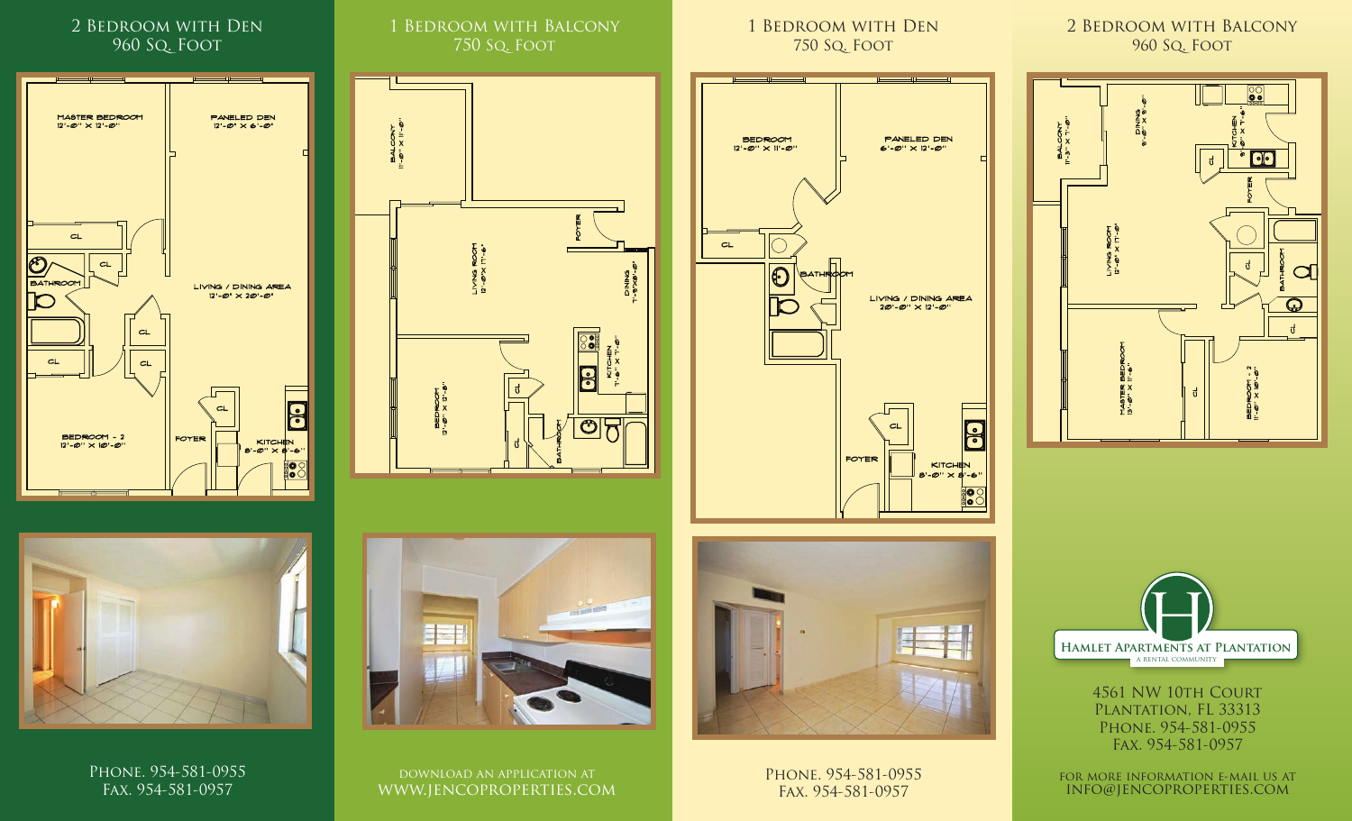## 2 Bedroom with Den
960 Sq. Foot

MASTER BEDROOM
12'-0" X 12'-0"

PANELED DEN
12'-0" X 8'-0"

CL

CL

BATHROOM

LIVING / DINING AREA
12'-0" X 20'-0"

CL

CL

CL

CL

BEDROOM - 2
12'-0" X 10'-0"

FOYER

KITCHEN
8'-0" X 8'-6"

Phone. 954-581-0955
Fax. 954-581-0957

## 1 Bedroom with Balcony
750 Sq. Foot

BALCONY
11'-0" X 11'-0"

LIVING ROOM
12'-0"X 17'-6"

FOYER

DINING
7'-9"X8'-0"

KITCHEN
7'-6" X 7'-6"

BEDROOM
12'-0" X 12'-8"

CL

CL

BATHROOM

download an application at
www.jencoproperties.com

## 1 Bedroom with Den
750 Sq. Foot

BEDROOM
12'-0" X 11'-0"

PANELED DEN
6'-0" X 12'-0"

CL

BATHROOM

LIVING / DINING AREA
20'-0" X 12'-0"

CL

FOYER

KITCHEN
8'-0" X 8'-6"

Phone. 954-581-0955
Fax. 954-581-0957

## 2 Bedroom with Balcony
960 Sq. Foot

BALCONY
11'-3" X 7'-0"

DINING
9'-0" X 9'-0"

KITCHEN
9'-0" X 7'-6"

FOYER

CL

LIVING ROOM
12'-0" X 17'-6"

CL

BATHROOM

CL

MASTER BEDROOM
13'-0" X 11'-6"

CL

BEDROOM - 2
11'-0" X 10'-0"

Hamlet Apartments at Plantation
a rental community

4561 NW 10th Court
Plantation, FL 33313
Phone. 954-581-0955
Fax. 954-581-0957

for more information e-mail us at
info@jencoproperties.com